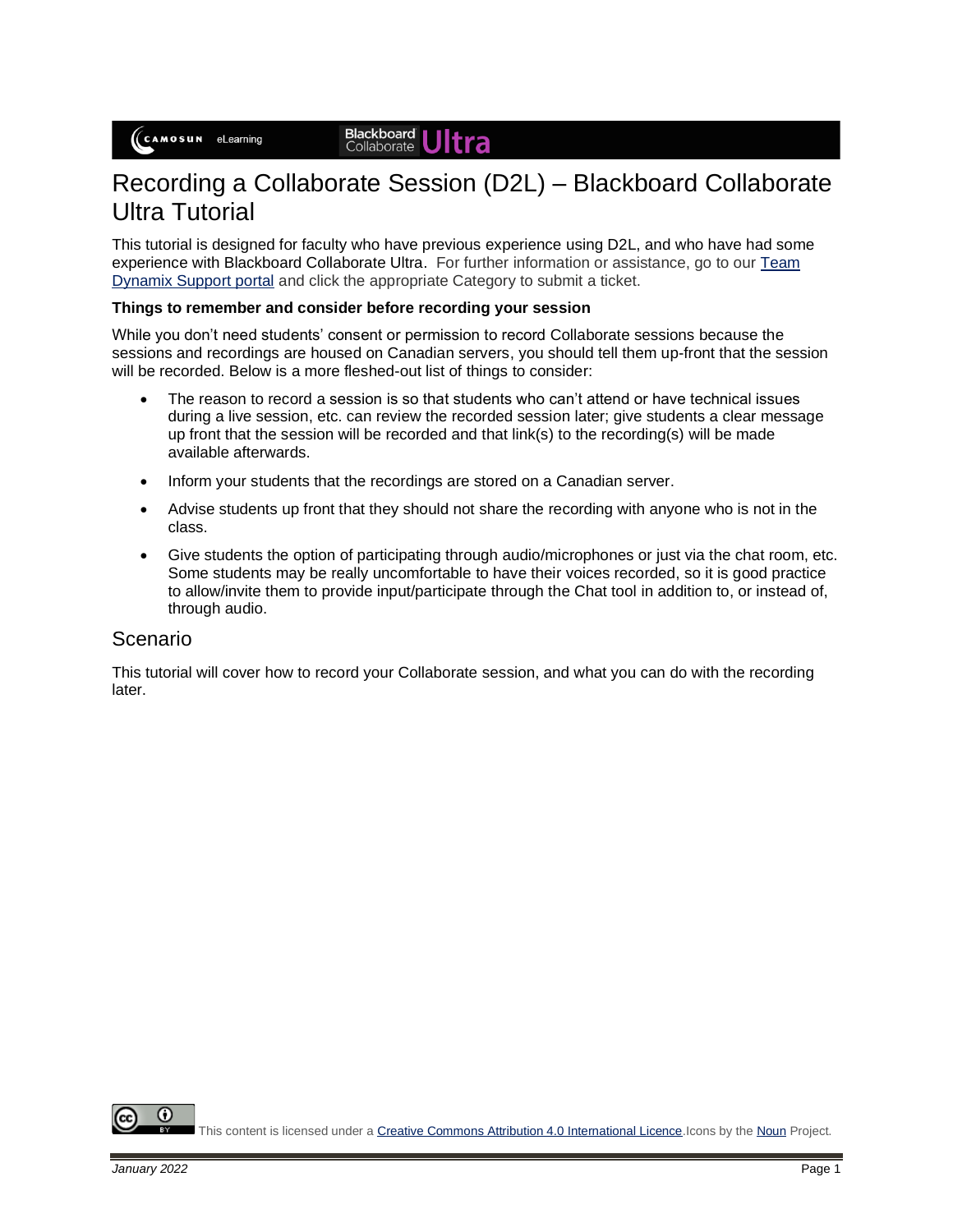# Recording a Collaborate Session (D2L) – Blackboard Collaborate Ultra Tutorial

This tutorial is designed for faculty who have previous experience using D2L, and who have had some experience with Blackboard Collaborate Ultra. For further information or assistance, go to our [Team Dynamix Support portal]() and click the appropriate Category to submit a ticket.

**Things to remember and consider before recording your session**

While you don't need students' consent or permission to record Collaborate sessions because the sessions and recordings are housed on Canadian servers, you should tell them up-front that the session will be recorded. Below is a more fleshed-out list of things to consider:

- The reason to record a session is so that students who can't attend or have technical issues during a live session, etc. can review the recorded session later; give students a clear message up front that the session will be recorded and that link(s) to the recording(s) will be made available afterwards.
- Inform your students that the recordings are stored on a Canadian server.
- Advise students up front that they should not share the recording with anyone who is not in the class.
- Give students the option of participating through audio/microphones or just via the chat room, etc. Some students may be really uncomfortable to have their voices recorded, so it is good practice to allow/invite them to provide input/participate through the Chat tool in addition to, or instead of, through audio.

## Scenario

This tutorial will cover how to record your Collaborate session, and what you can do with the recording later.

This content is licensed under a [Creative Commons Attribution 4.0 International Licence]().Icons by the [Noun]() Project.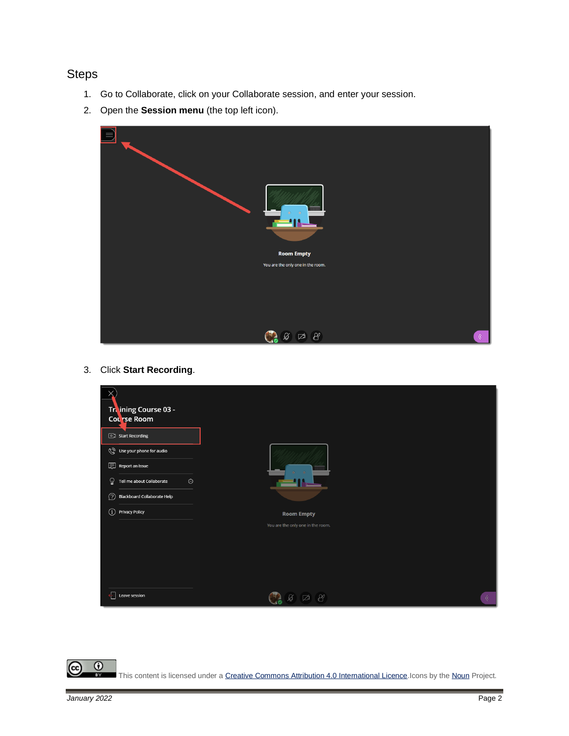## Steps

1. Go to Collaborate, click on your Collaborate session, and enter your session.
2. Open the **Session menu** (the top left icon).

3. Click **Start Recording**.

This content is licensed under a Creative Commons Attribution 4.0 International Licence. Icons by the Noun Project.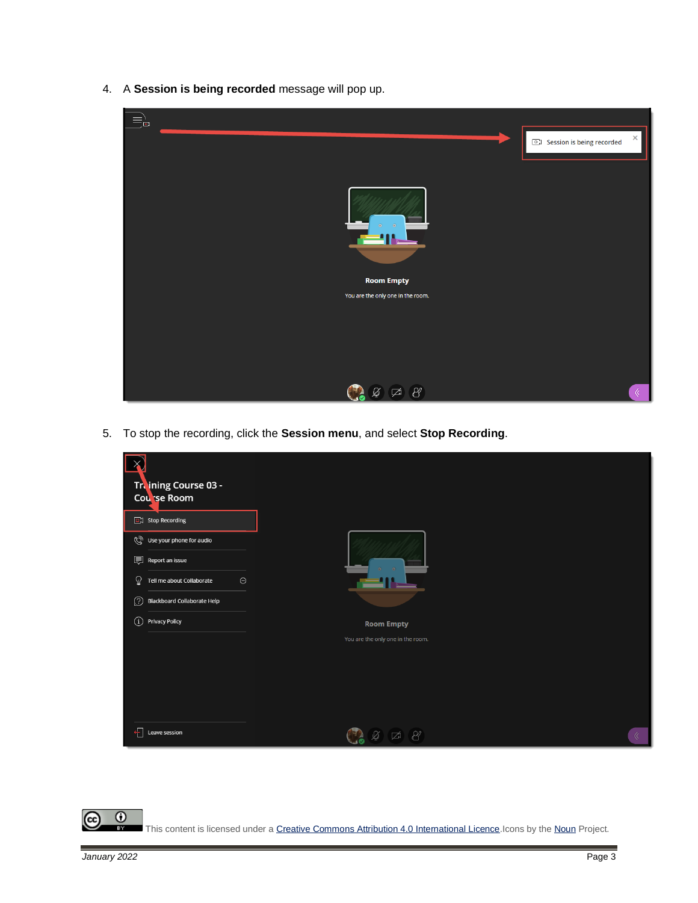4. A **Session is being recorded** message will pop up.

5. To stop the recording, click the **Session menu**, and select **Stop Recording**.

This content is licensed under a Creative Commons Attribution 4.0 International Licence. Icons by the Noun Project.

*January 2022*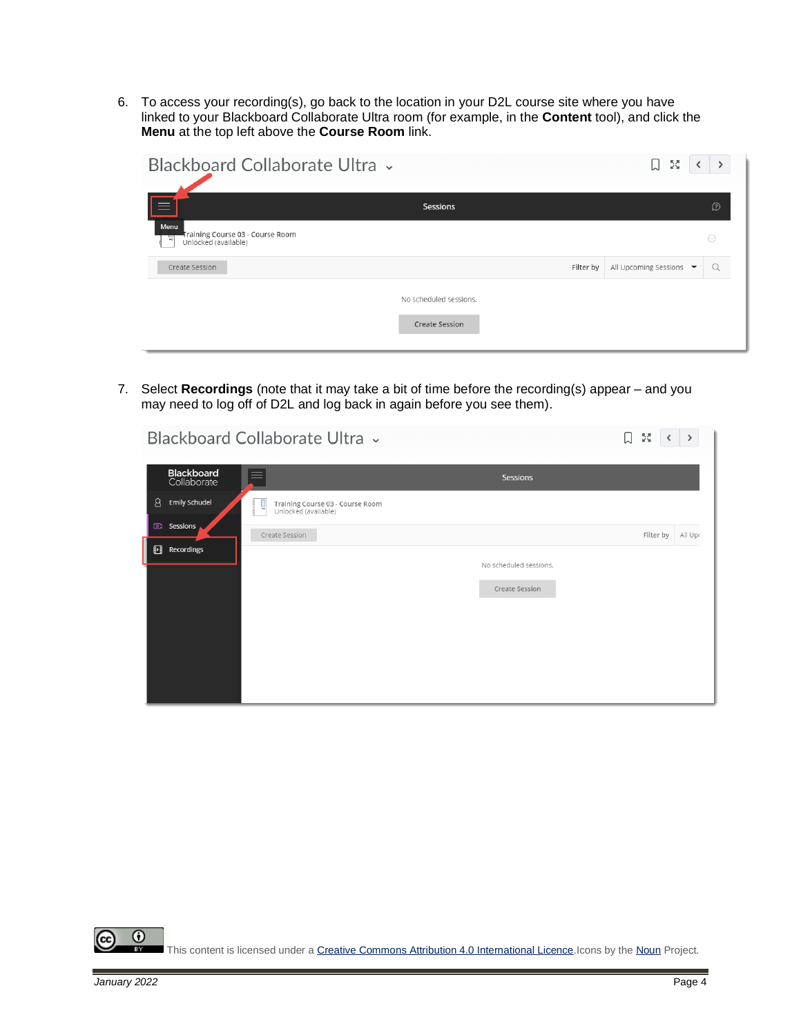6. To access your recording(s), go back to the location in your D2L course site where you have linked to your Blackboard Collaborate Ultra room (for example, in the **Content** tool), and click the **Menu** at the top left above the **Course Room** link.

7. Select **Recordings** (note that it may take a bit of time before the recording(s) appear – and you may need to log off of D2L and log back in again before you see them).

This content is licensed under a Creative Commons Attribution 4.0 International Licence. Icons by the Noun Project.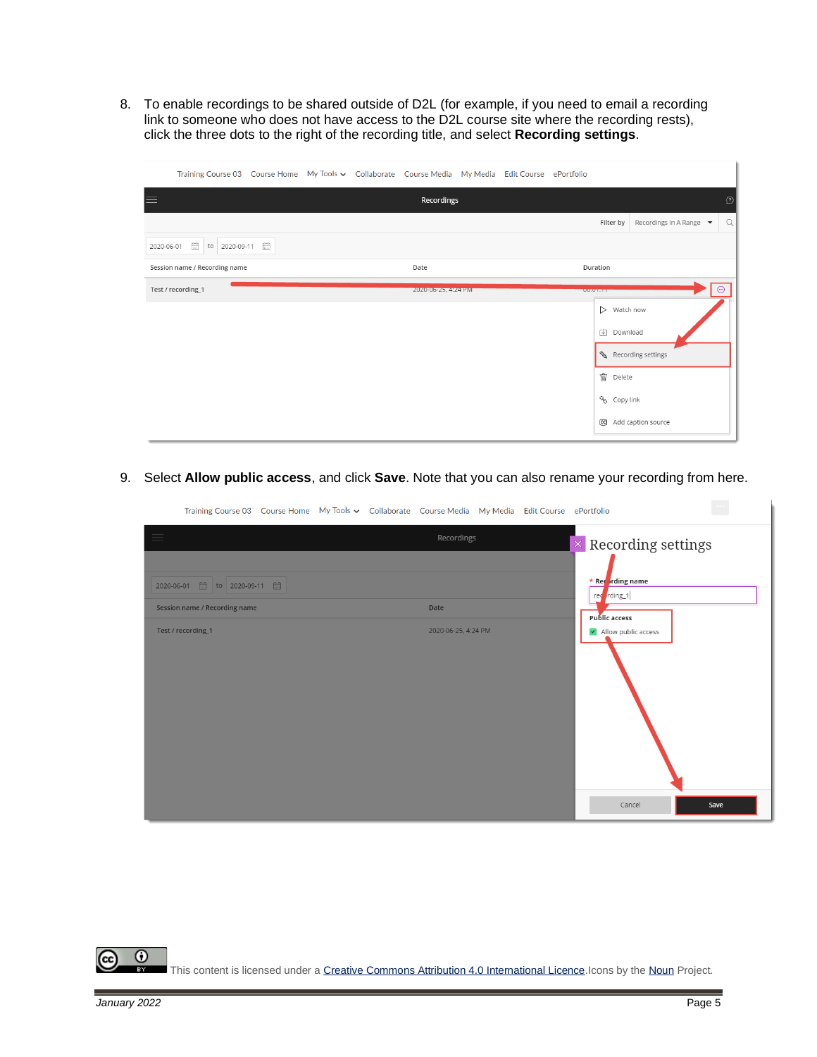8. To enable recordings to be shared outside of D2L (for example, if you need to email a recording link to someone who does not have access to the D2L course site where the recording rests), click the three dots to the right of the recording title, and select **Recording settings**.

9. Select **Allow public access**, and click **Save**. Note that you can also rename your recording from here.

This content is licensed under a Creative Commons Attribution 4.0 International Licence. Icons by the Noun Project.

*January 2022*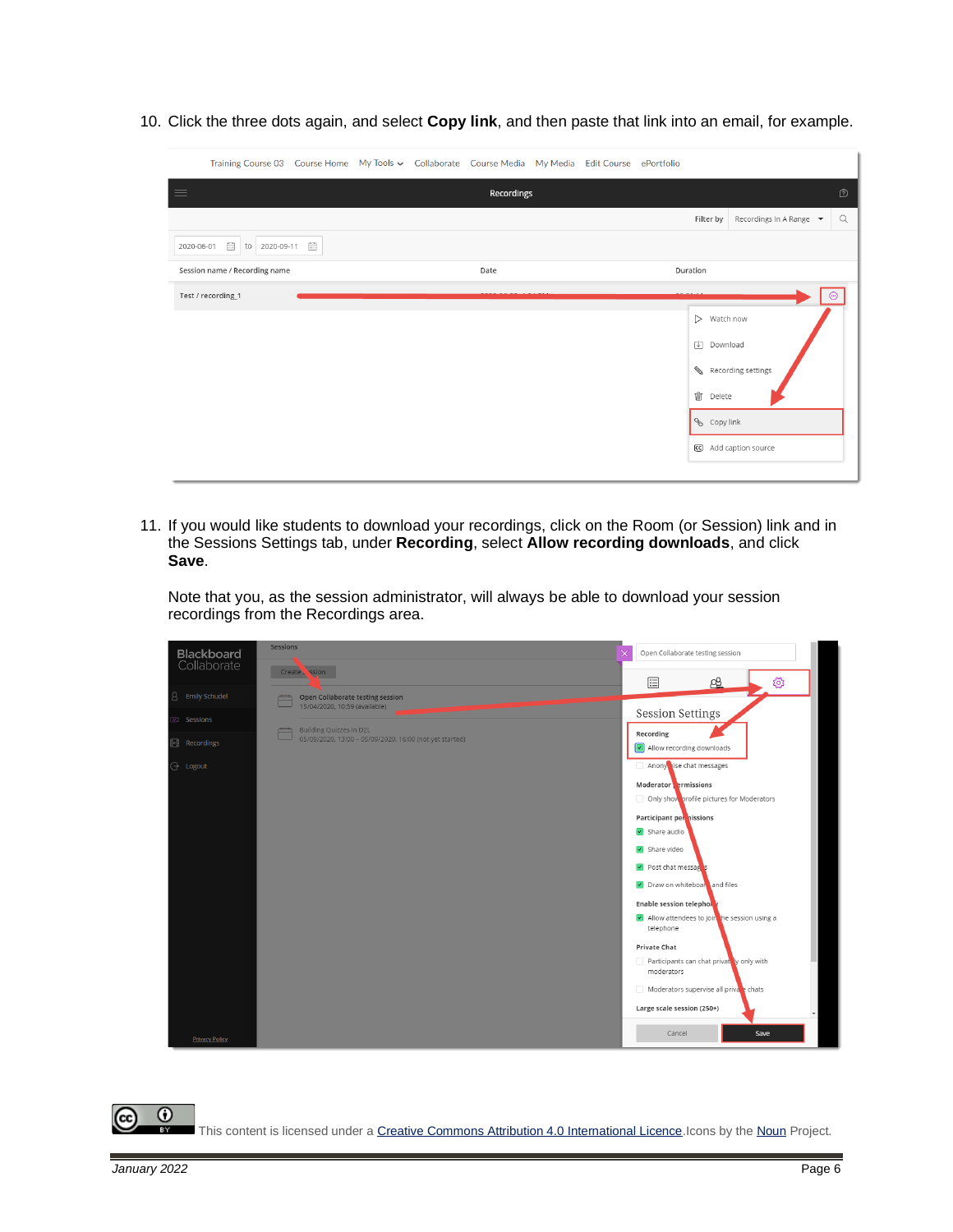10. Click the three dots again, and select **Copy link**, and then paste that link into an email, for example.

11. If you would like students to download your recordings, click on the Room (or Session) link and in the Sessions Settings tab, under **Recording**, select **Allow recording downloads**, and click **Save**.

    Note that you, as the session administrator, will always be able to download your session recordings from the Recordings area.

This content is licensed under a [Creative Commons Attribution 4.0 International Licence](). Icons by the [Noun]() Project.

*January 2022*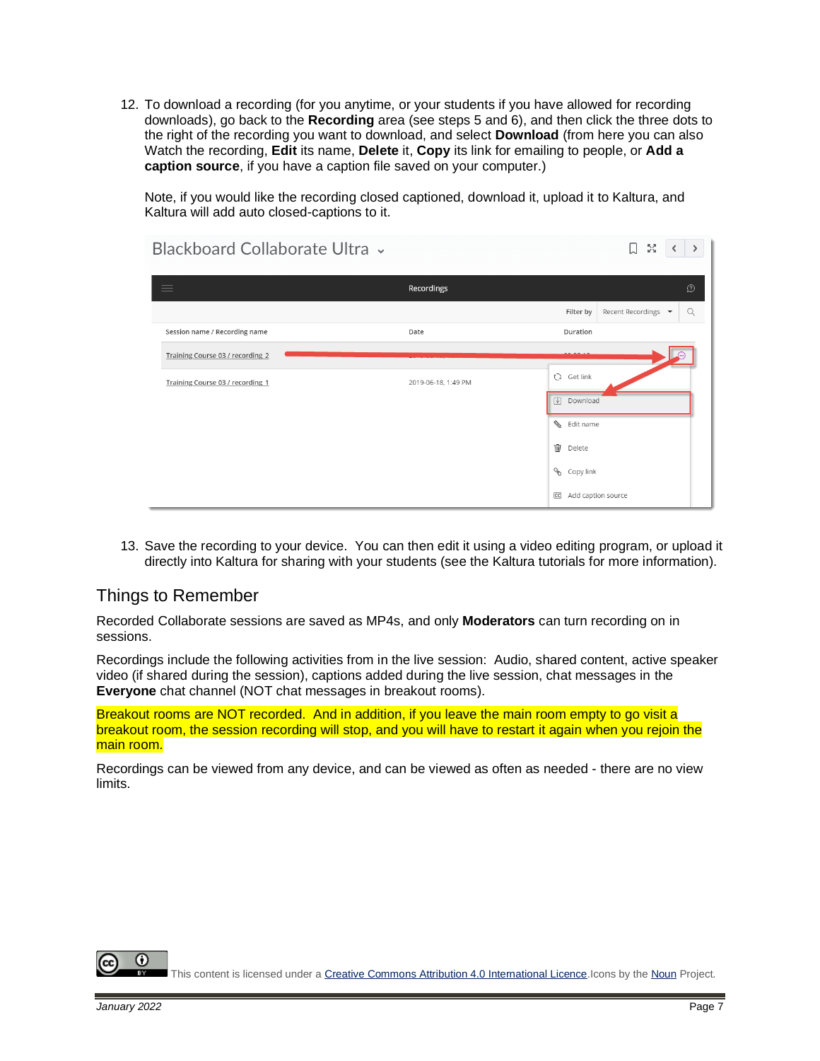12. To download a recording (for you anytime, or your students if you have allowed for recording downloads), go back to the **Recording** area (see steps 5 and 6), and then click the three dots to the right of the recording you want to download, and select **Download** (from here you can also Watch the recording, **Edit** its name, **Delete** it, **Copy** its link for emailing to people, or **Add a caption source**, if you have a caption file saved on your computer.)

    Note, if you would like the recording closed captioned, download it, upload it to Kaltura, and Kaltura will add auto closed-captions to it.

13. Save the recording to your device. You can then edit it using a video editing program, or upload it directly into Kaltura for sharing with your students (see the Kaltura tutorials for more information).

## Things to Remember

Recorded Collaborate sessions are saved as MP4s, and only **Moderators** can turn recording on in sessions.

Recordings include the following activities from in the live session: Audio, shared content, active speaker video (if shared during the session), captions added during the live session, chat messages in the **Everyone** chat channel (NOT chat messages in breakout rooms).

Breakout rooms are NOT recorded. And in addition, if you leave the main room empty to go visit a breakout room, the session recording will stop, and you will have to restart it again when you rejoin the main room.

Recordings can be viewed from any device, and can be viewed as often as needed - there are no view limits.

This content is licensed under a Creative Commons Attribution 4.0 International Licence. Icons by the Noun Project.

January 2022